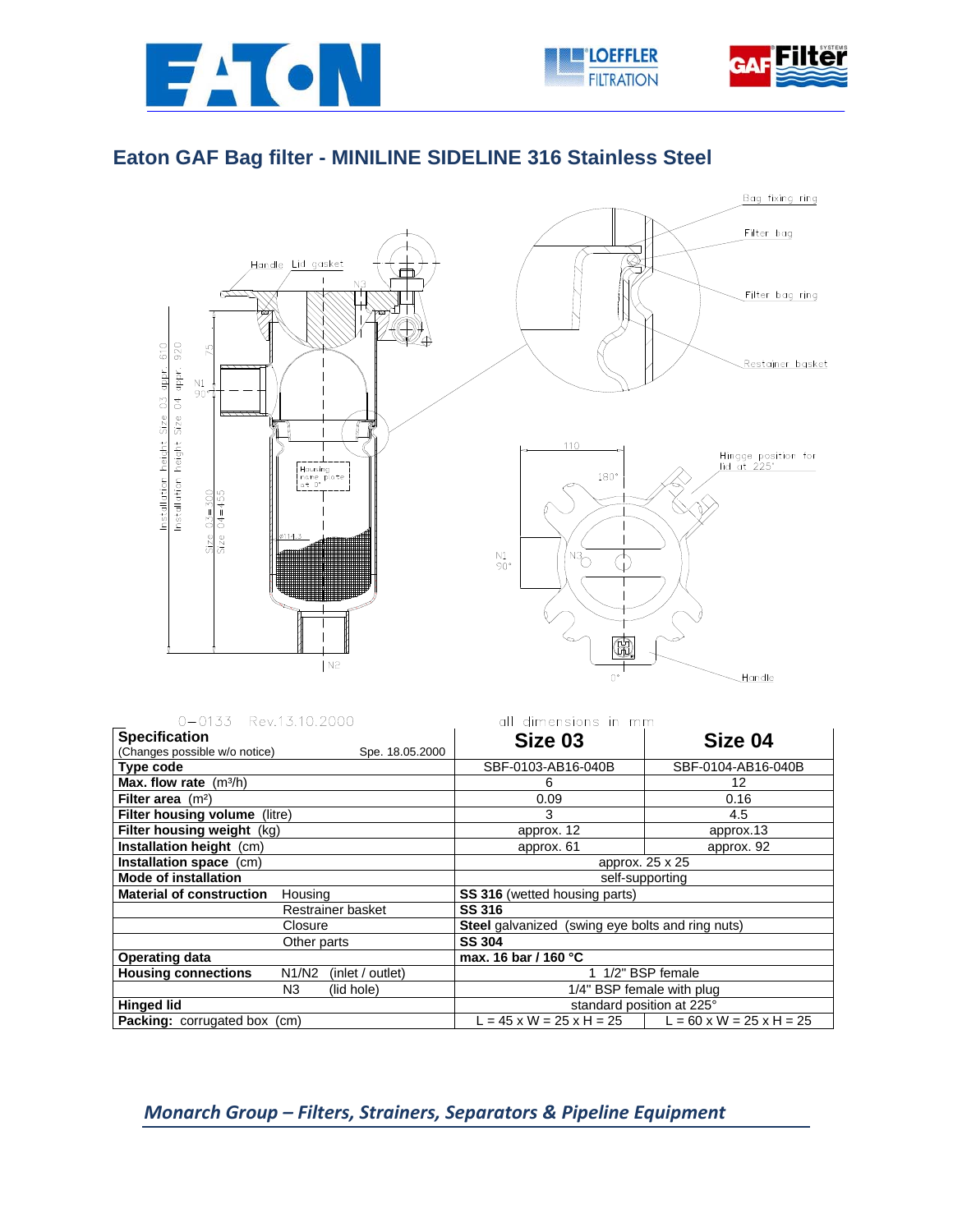# Eaton GAF Bag filter - MINILINE SIDELINE 316 Stainless Steel

0–0133 Rev.13.10.2000

all dimensions in mm

| Specification (Changes possible w/o notice) Spe. 18.05.2000 | | Size 03 | Size 04 |
|---|---|---|---|
| **Type code** | | SBF-0103-AB16-040B | SBF-0104-AB16-040B |
| **Max. flow rate** ($m^3/h$) | | 6 | 12 |
| **Filter area** ($m^2$) | | 0.09 | 0.16 |
| **Filter housing volume** (litre) | | 3 | 4.5 |
| **Filter housing weight** (kg) | | approx. 12 | approx.13 |
| **Installation height** (cm) | | approx. 61 | approx. 92 |
| **Installation space** (cm) | | approx. 25 x 25 | |
| **Mode of installation** | | self-supporting | |
| **Material of construction** | Housing | **SS 316** (wetted housing parts) | |
| | Restrainer basket | **SS 316** | |
| | Closure | **Steel** galvanized (swing eye bolts and ring nuts) | |
| | Other parts | **SS 304** | |
| **Operating data** | | **max. 16 bar / 160 °C** | |
| **Housing connections** | N1/N2 (inlet / outlet) | 1 1/2" BSP female | |
| | N3 (lid hole) | 1/4" BSP female with plug | |
| **Hinged lid** | | standard position at 225° | |
| **Packing:** corrugated box (cm) | | L = 45 x W = 25 x H = 25 | L = 60 x W = 25 x H = 25 |

*Monarch Group – Filters, Strainers, Separators & Pipeline Equipment*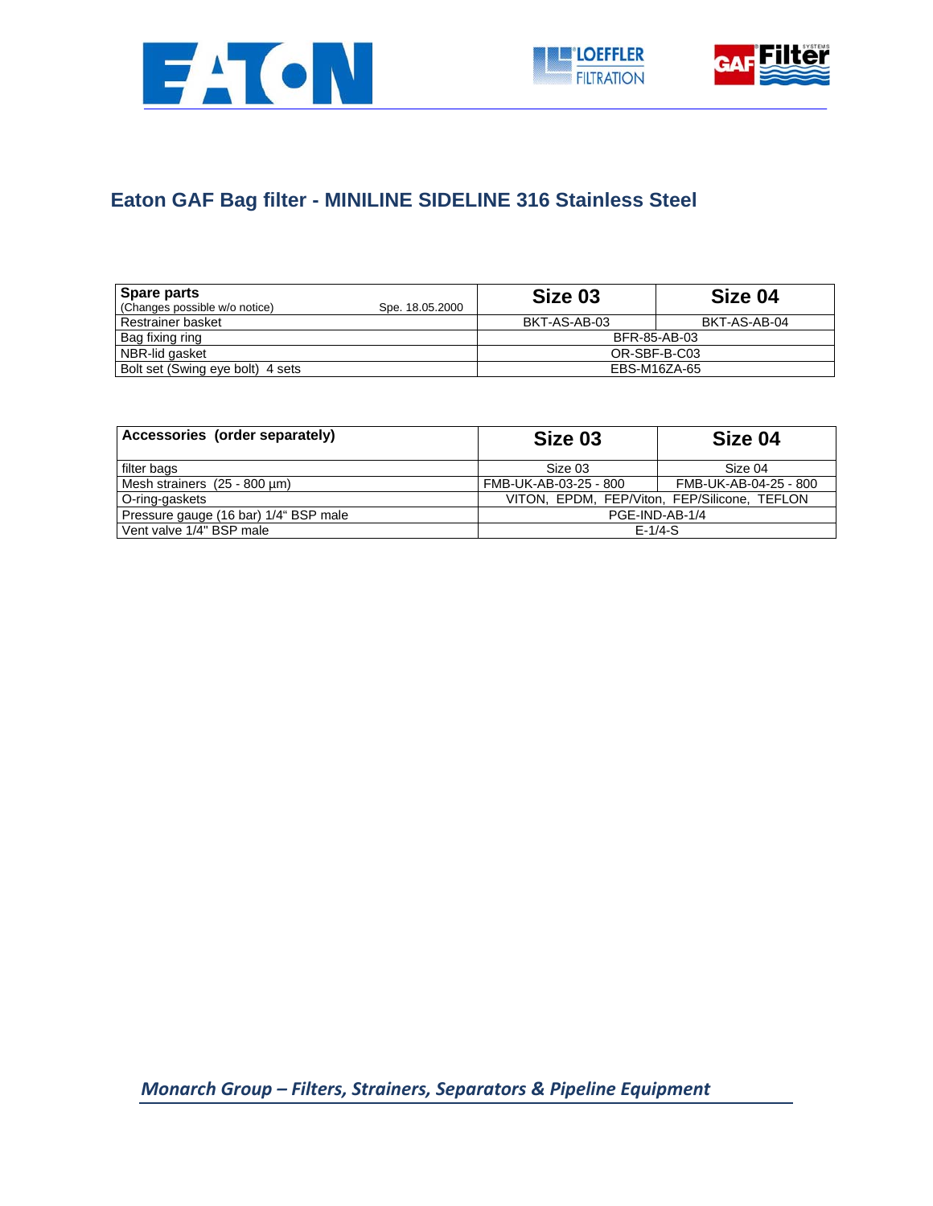## Eaton GAF Bag filter - MINILINE SIDELINE 316 Stainless Steel

| **Spare parts**<br>(Changes possible w/o notice) Spe. 18.05.2000 | **Size 03** | **Size 04** |
|---|---|---|
| Restrainer basket | BKT-AS-AB-03 | BKT-AS-AB-04 |
| Bag fixing ring | BFR-85-AB-03 | |
| NBR-lid gasket | OR-SBF-B-C03 | |
| Bolt set (Swing eye bolt) 4 sets | EBS-M16ZA-65 | |

| **Accessories (order separately)** | **Size 03** | **Size 04** |
|---|---|---|
| filter bags | Size 03 | Size 04 |
| Mesh strainers (25 - 800 µm) | FMB-UK-AB-03-25 - 800 | FMB-UK-AB-04-25 - 800 |
| O-ring-gaskets | VITON, EPDM, FEP/Viton, FEP/Silicone, TEFLON | |
| Pressure gauge (16 bar) 1/4" BSP male | PGE-IND-AB-1/4 | |
| Vent valve 1/4" BSP male | E-1/4-S | |